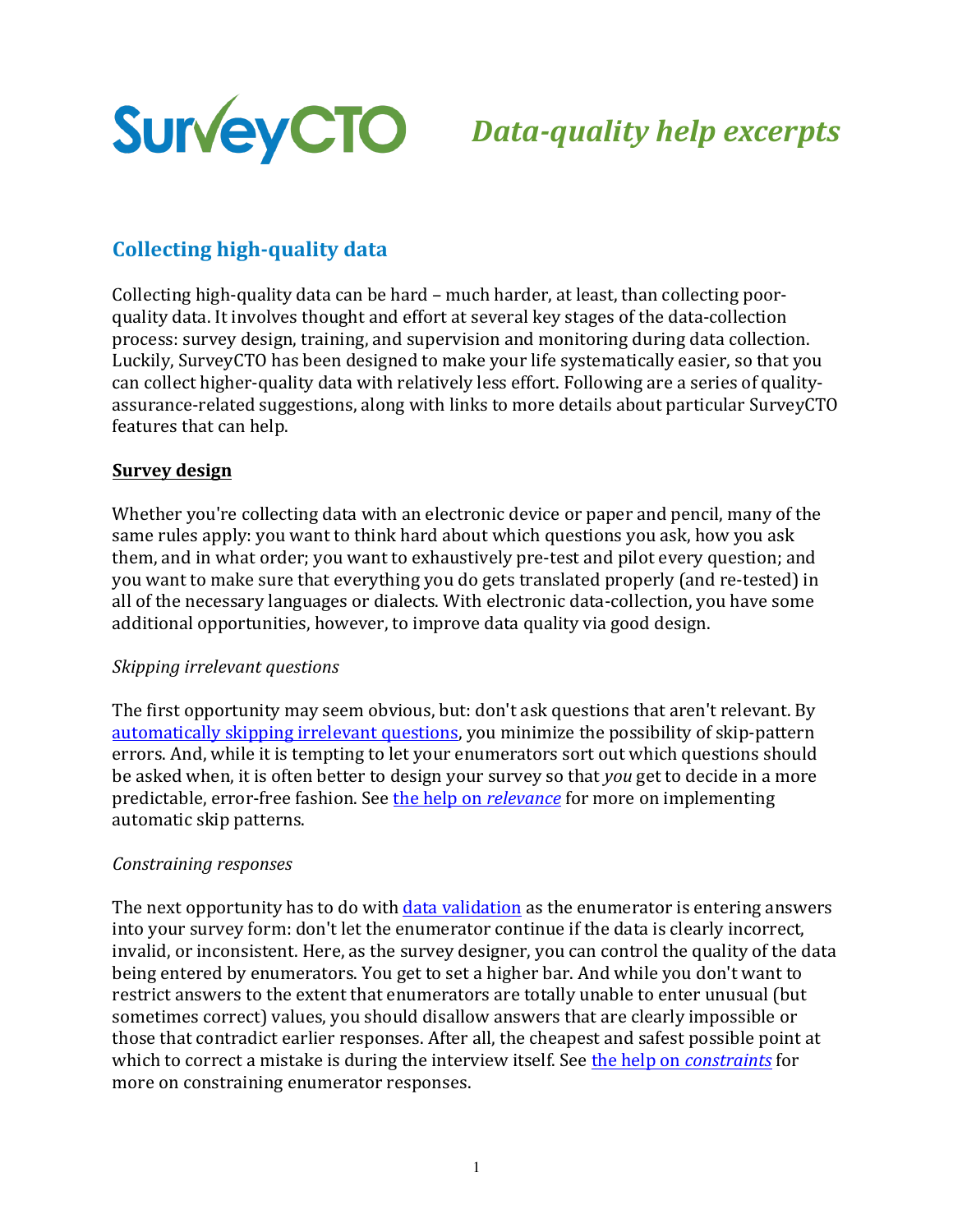# SurveyCTO *Data-quality help excerpts*

## Collecting high-quality data

Collecting high-quality data can be hard – much harder, at least, than collecting poor-quality data. It involves thought and effort at several key stages of the data-collection process: survey design, training, and supervision and monitoring during data collection. Luckily, SurveyCTO has been designed to make your life systematically easier, so that you can collect higher-quality data with relatively less effort. Following are a series of quality-assurance-related suggestions, along with links to more details about particular SurveyCTO features that can help.

### **Survey design**

Whether you're collecting data with an electronic device or paper and pencil, many of the same rules apply: you want to think hard about which questions you ask, how you ask them, and in what order; you want to exhaustively pre-test and pilot every question; and you want to make sure that everything you do gets translated properly (and re-tested) in all of the necessary languages or dialects. With electronic data-collection, you have some additional opportunities, however, to improve data quality via good design.

*Skipping irrelevant questions*

The first opportunity may seem obvious, but: don't ask questions that aren't relevant. By automatically skipping irrelevant questions, you minimize the possibility of skip-pattern errors. And, while it is tempting to let your enumerators sort out which questions should be asked when, it is often better to design your survey so that *you* get to decide in a more predictable, error-free fashion. See the help on *relevance* for more on implementing automatic skip patterns.

*Constraining responses*

The next opportunity has to do with data validation as the enumerator is entering answers into your survey form: don't let the enumerator continue if the data is clearly incorrect, invalid, or inconsistent. Here, as the survey designer, you can control the quality of the data being entered by enumerators. You get to set a higher bar. And while you don't want to restrict answers to the extent that enumerators are totally unable to enter unusual (but sometimes correct) values, you should disallow answers that are clearly impossible or those that contradict earlier responses. After all, the cheapest and safest possible point at which to correct a mistake is during the interview itself. See the help on *constraints* for more on constraining enumerator responses.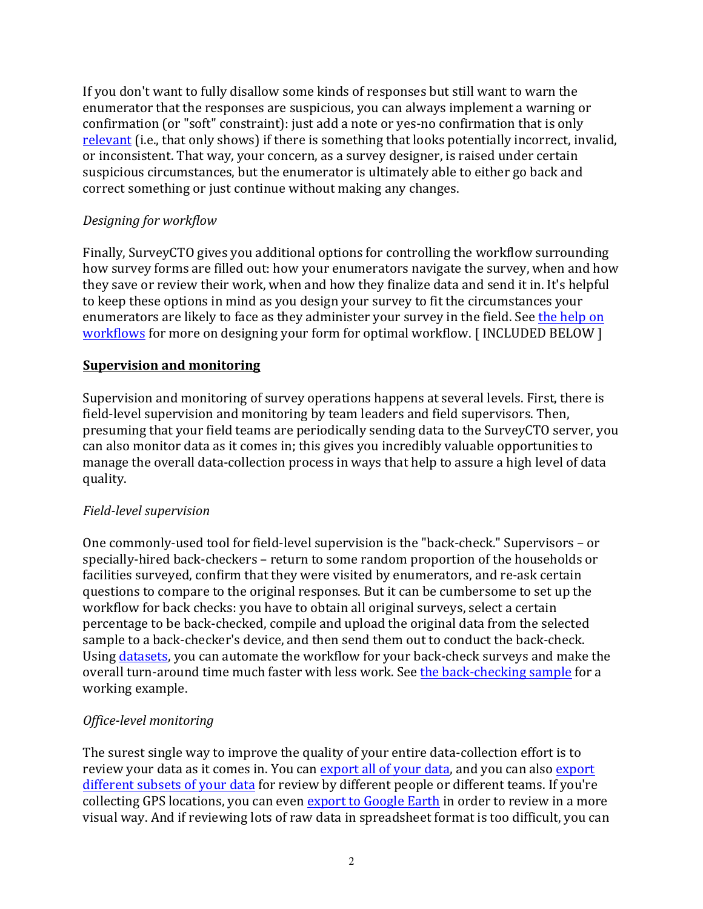If you don't want to fully disallow some kinds of responses but still want to warn the enumerator that the responses are suspicious, you can always implement a warning or confirmation (or "soft" constraint): just add a note or yes-no confirmation that is only relevant (i.e., that only shows) if there is something that looks potentially incorrect, invalid, or inconsistent. That way, your concern, as a survey designer, is raised under certain suspicious circumstances, but the enumerator is ultimately able to either go back and correct something or just continue without making any changes.

*Designing for workflow*

Finally, SurveyCTO gives you additional options for controlling the workflow surrounding how survey forms are filled out: how your enumerators navigate the survey, when and how they save or review their work, when and how they finalize data and send it in. It's helpful to keep these options in mind as you design your survey to fit the circumstances your enumerators are likely to face as they administer your survey in the field. See the help on workflows for more on designing your form for optimal workflow. [ INCLUDED BELOW ]

## Supervision and monitoring

Supervision and monitoring of survey operations happens at several levels. First, there is field-level supervision and monitoring by team leaders and field supervisors. Then, presuming that your field teams are periodically sending data to the SurveyCTO server, you can also monitor data as it comes in; this gives you incredibly valuable opportunities to manage the overall data-collection process in ways that help to assure a high level of data quality.

*Field-level supervision*

One commonly-used tool for field-level supervision is the "back-check." Supervisors – or specially-hired back-checkers – return to some random proportion of the households or facilities surveyed, confirm that they were visited by enumerators, and re-ask certain questions to compare to the original responses. But it can be cumbersome to set up the workflow for back checks: you have to obtain all original surveys, select a certain percentage to be back-checked, compile and upload the original data from the selected sample to a back-checker's device, and then send them out to conduct the back-check. Using datasets, you can automate the workflow for your back-check surveys and make the overall turn-around time much faster with less work. See the back-checking sample for a working example.

*Office-level monitoring*

The surest single way to improve the quality of your entire data-collection effort is to review your data as it comes in. You can export all of your data, and you can also export different subsets of your data for review by different people or different teams. If you're collecting GPS locations, you can even export to Google Earth in order to review in a more visual way. And if reviewing lots of raw data in spreadsheet format is too difficult, you can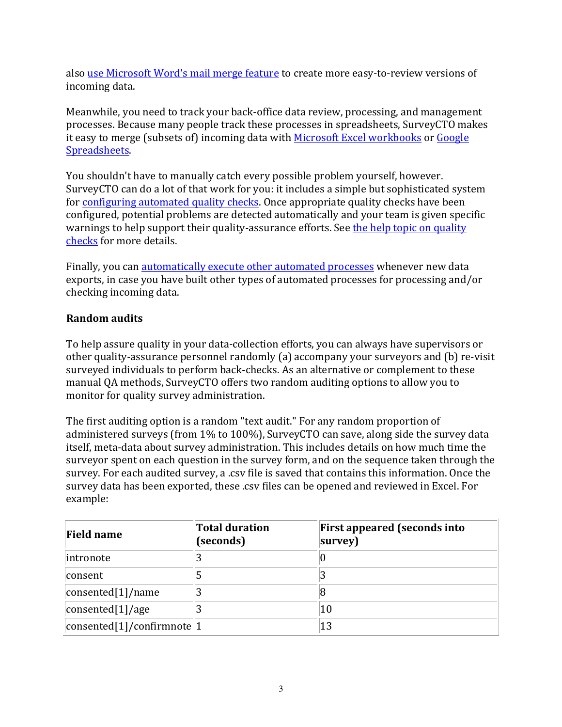also use Microsoft Word's mail merge feature to create more easy-to-review versions of incoming data.

Meanwhile, you need to track your back-office data review, processing, and management processes. Because many people track these processes in spreadsheets, SurveyCTO makes it easy to merge (subsets of) incoming data with Microsoft Excel workbooks or Google Spreadsheets.

You shouldn't have to manually catch every possible problem yourself, however. SurveyCTO can do a lot of that work for you: it includes a simple but sophisticated system for configuring automated quality checks. Once appropriate quality checks have been configured, potential problems are detected automatically and your team is given specific warnings to help support their quality-assurance efforts. See the help topic on quality checks for more details.

Finally, you can automatically execute other automated processes whenever new data exports, in case you have built other types of automated processes for processing and/or checking incoming data.

## Random audits

To help assure quality in your data-collection efforts, you can always have supervisors or other quality-assurance personnel randomly (a) accompany your surveyors and (b) re-visit surveyed individuals to perform back-checks. As an alternative or complement to these manual QA methods, SurveyCTO offers two random auditing options to allow you to monitor for quality survey administration.

The first auditing option is a random "text audit." For any random proportion of administered surveys (from 1% to 100%), SurveyCTO can save, along side the survey data itself, meta-data about survey administration. This includes details on how much time the surveyor spent on each question in the survey form, and on the sequence taken through the survey. For each audited survey, a .csv file is saved that contains this information. Once the survey data has been exported, these .csv files can be opened and reviewed in Excel. For example:

| Field name | Total duration (seconds) | First appeared (seconds into survey) |
|---|---|---|
| intronote | 3 | 0 |
| consent | 5 | 3 |
| consented[1]/name | 3 | 8 |
| consented[1]/age | 3 | 10 |
| consented[1]/confirmnote | 1 | 13 |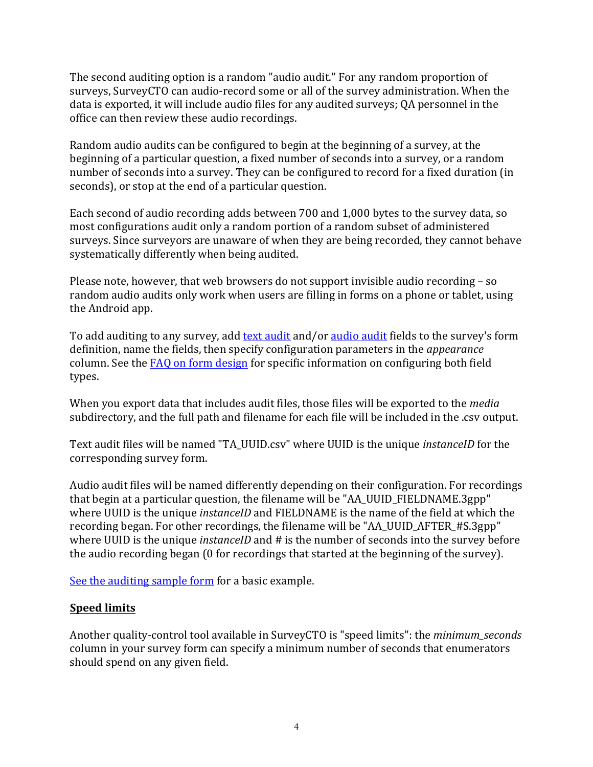The second auditing option is a random "audio audit." For any random proportion of surveys, SurveyCTO can audio-record some or all of the survey administration. When the data is exported, it will include audio files for any audited surveys; QA personnel in the office can then review these audio recordings.

Random audio audits can be configured to begin at the beginning of a survey, at the beginning of a particular question, a fixed number of seconds into a survey, or a random number of seconds into a survey. They can be configured to record for a fixed duration (in seconds), or stop at the end of a particular question.

Each second of audio recording adds between 700 and 1,000 bytes to the survey data, so most configurations audit only a random portion of a random subset of administered surveys. Since surveyors are unaware of when they are being recorded, they cannot behave systematically differently when being audited.

Please note, however, that web browsers do not support invisible audio recording – so random audio audits only work when users are filling in forms on a phone or tablet, using the Android app.

To add auditing to any survey, add [text audit](#) and/or [audio audit](#) fields to the survey's form definition, name the fields, then specify configuration parameters in the *appearance* column. See the [FAQ on form design](#) for specific information on configuring both field types.

When you export data that includes audit files, those files will be exported to the *media* subdirectory, and the full path and filename for each file will be included in the .csv output.

Text audit files will be named "TA_UUID.csv" where UUID is the unique *instanceID* for the corresponding survey form.

Audio audit files will be named differently depending on their configuration. For recordings that begin at a particular question, the filename will be "AA_UUID_FIELDNAME.3gpp" where UUID is the unique *instanceID* and FIELDNAME is the name of the field at which the recording began. For other recordings, the filename will be "AA_UUID_AFTER_#S.3gpp" where UUID is the unique *instanceID* and # is the number of seconds into the survey before the audio recording began (0 for recordings that started at the beginning of the survey).

[See the auditing sample form](#) for a basic example.

## Speed limits

Another quality-control tool available in SurveyCTO is "speed limits": the *minimum_seconds* column in your survey form can specify a minimum number of seconds that enumerators should spend on any given field.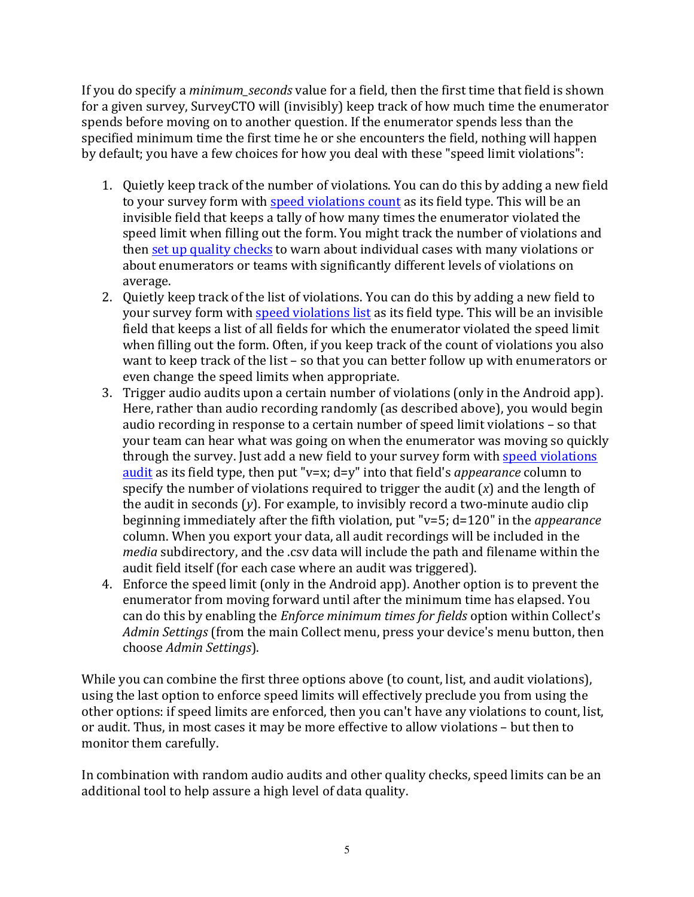If you do specify a *minimum_seconds* value for a field, then the first time that field is shown for a given survey, SurveyCTO will (invisibly) keep track of how much time the enumerator spends before moving on to another question. If the enumerator spends less than the specified minimum time the first time he or she encounters the field, nothing will happen by default; you have a few choices for how you deal with these "speed limit violations":

1. Quietly keep track of the number of violations. You can do this by adding a new field to your survey form with speed violations count as its field type. This will be an invisible field that keeps a tally of how many times the enumerator violated the speed limit when filling out the form. You might track the number of violations and then set up quality checks to warn about individual cases with many violations or about enumerators or teams with significantly different levels of violations on average.
2. Quietly keep track of the list of violations. You can do this by adding a new field to your survey form with speed violations list as its field type. This will be an invisible field that keeps a list of all fields for which the enumerator violated the speed limit when filling out the form. Often, if you keep track of the count of violations you also want to keep track of the list – so that you can better follow up with enumerators or even change the speed limits when appropriate.
3. Trigger audio audits upon a certain number of violations (only in the Android app). Here, rather than audio recording randomly (as described above), you would begin audio recording in response to a certain number of speed limit violations – so that your team can hear what was going on when the enumerator was moving so quickly through the survey. Just add a new field to your survey form with speed violations audit as its field type, then put "v=x; d=y" into that field's *appearance* column to specify the number of violations required to trigger the audit (*x*) and the length of the audit in seconds (*y*). For example, to invisibly record a two-minute audio clip beginning immediately after the fifth violation, put "v=5; d=120" in the *appearance* column. When you export your data, all audit recordings will be included in the *media* subdirectory, and the .csv data will include the path and filename within the audit field itself (for each case where an audit was triggered).
4. Enforce the speed limit (only in the Android app). Another option is to prevent the enumerator from moving forward until after the minimum time has elapsed. You can do this by enabling the *Enforce minimum times for fields* option within Collect's *Admin Settings* (from the main Collect menu, press your device's menu button, then choose *Admin Settings*).

While you can combine the first three options above (to count, list, and audit violations), using the last option to enforce speed limits will effectively preclude you from using the other options: if speed limits are enforced, then you can't have any violations to count, list, or audit. Thus, in most cases it may be more effective to allow violations – but then to monitor them carefully.

In combination with random audio audits and other quality checks, speed limits can be an additional tool to help assure a high level of data quality.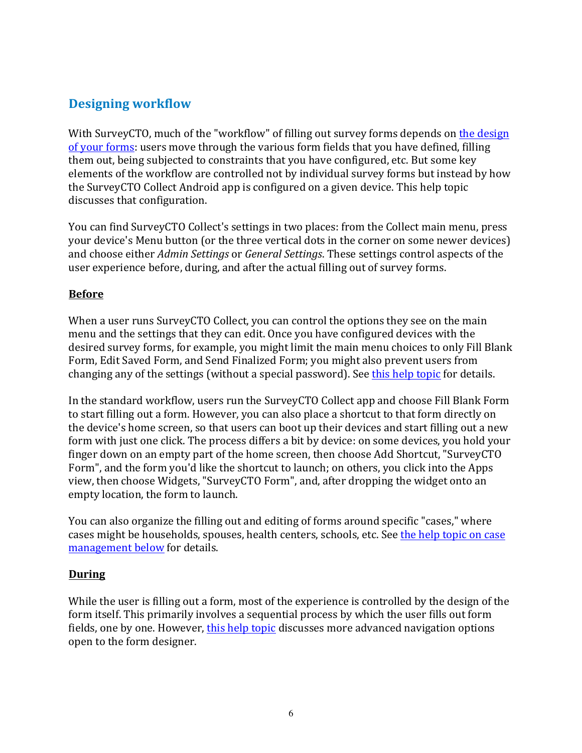## Designing workflow

With SurveyCTO, much of the "workflow" of filling out survey forms depends on [the design of your forms](): users move through the various form fields that you have defined, filling them out, being subjected to constraints that you have configured, etc. But some key elements of the workflow are controlled not by individual survey forms but instead by how the SurveyCTO Collect Android app is configured on a given device. This help topic discusses that configuration.

You can find SurveyCTO Collect's settings in two places: from the Collect main menu, press your device's Menu button (or the three vertical dots in the corner on some newer devices) and choose either *Admin Settings* or *General Settings*. These settings control aspects of the user experience before, during, and after the actual filling out of survey forms.

**Before**

When a user runs SurveyCTO Collect, you can control the options they see on the main menu and the settings that they can edit. Once you have configured devices with the desired survey forms, for example, you might limit the main menu choices to only Fill Blank Form, Edit Saved Form, and Send Finalized Form; you might also prevent users from changing any of the settings (without a special password). See [this help topic]() for details.

In the standard workflow, users run the SurveyCTO Collect app and choose Fill Blank Form to start filling out a form. However, you can also place a shortcut to that form directly on the device's home screen, so that users can boot up their devices and start filling out a new form with just one click. The process differs a bit by device: on some devices, you hold your finger down on an empty part of the home screen, then choose Add Shortcut, "SurveyCTO Form", and the form you'd like the shortcut to launch; on others, you click into the Apps view, then choose Widgets, "SurveyCTO Form", and, after dropping the widget onto an empty location, the form to launch.

You can also organize the filling out and editing of forms around specific "cases," where cases might be households, spouses, health centers, schools, etc. See [the help topic on case management below]() for details.

**During**

While the user is filling out a form, most of the experience is controlled by the design of the form itself. This primarily involves a sequential process by which the user fills out form fields, one by one. However, [this help topic]() discusses more advanced navigation options open to the form designer.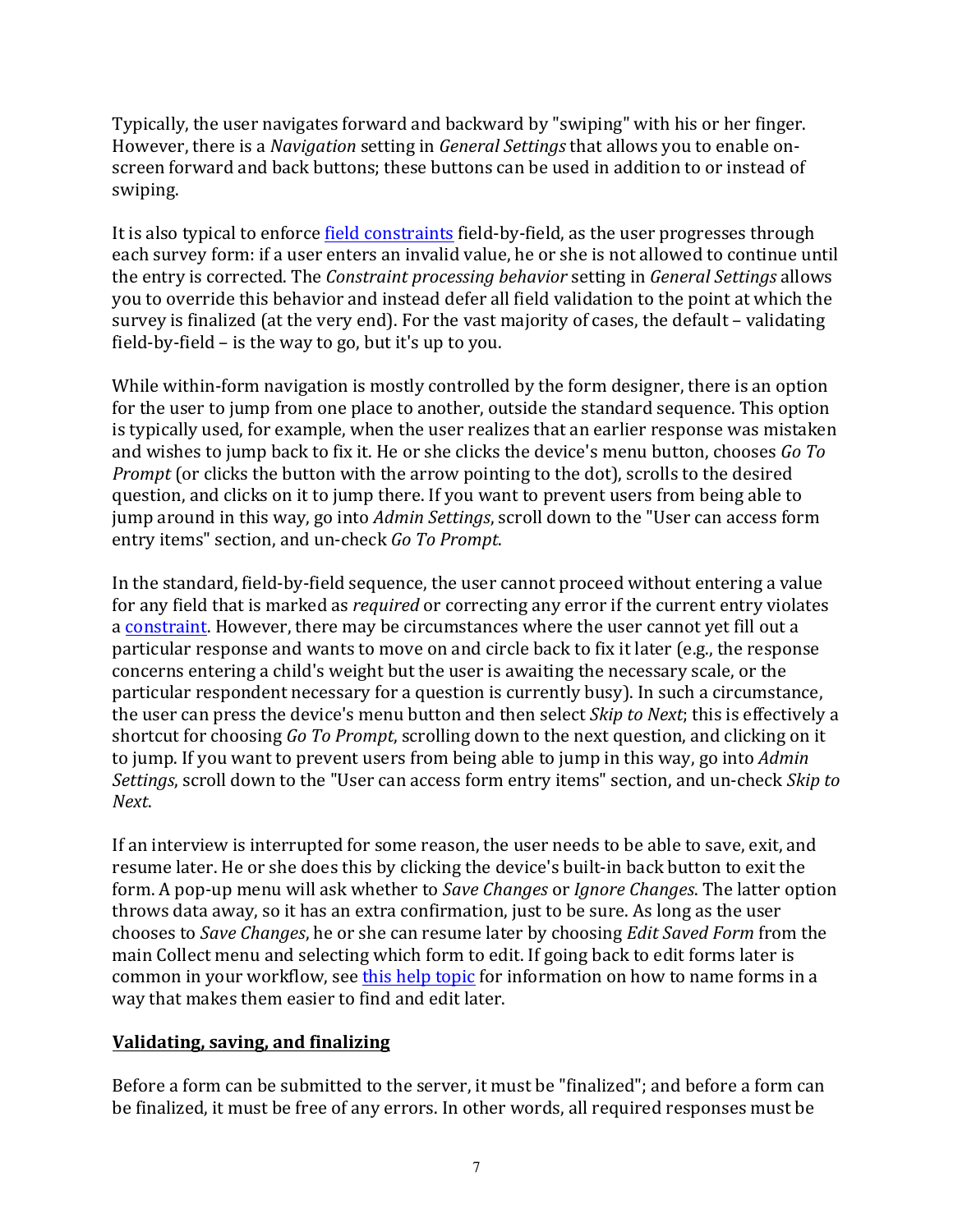Typically, the user navigates forward and backward by "swiping" with his or her finger. However, there is a *Navigation* setting in *General Settings* that allows you to enable on-screen forward and back buttons; these buttons can be used in addition to or instead of swiping.

It is also typical to enforce field constraints field-by-field, as the user progresses through each survey form: if a user enters an invalid value, he or she is not allowed to continue until the entry is corrected. The *Constraint processing behavior* setting in *General Settings* allows you to override this behavior and instead defer all field validation to the point at which the survey is finalized (at the very end). For the vast majority of cases, the default – validating field-by-field – is the way to go, but it's up to you.

While within-form navigation is mostly controlled by the form designer, there is an option for the user to jump from one place to another, outside the standard sequence. This option is typically used, for example, when the user realizes that an earlier response was mistaken and wishes to jump back to fix it. He or she clicks the device's menu button, chooses *Go To Prompt* (or clicks the button with the arrow pointing to the dot), scrolls to the desired question, and clicks on it to jump there. If you want to prevent users from being able to jump around in this way, go into *Admin Settings*, scroll down to the "User can access form entry items" section, and un-check *Go To Prompt*.

In the standard, field-by-field sequence, the user cannot proceed without entering a value for any field that is marked as *required* or correcting any error if the current entry violates a constraint. However, there may be circumstances where the user cannot yet fill out a particular response and wants to move on and circle back to fix it later (e.g., the response concerns entering a child's weight but the user is awaiting the necessary scale, or the particular respondent necessary for a question is currently busy). In such a circumstance, the user can press the device's menu button and then select *Skip to Next*; this is effectively a shortcut for choosing *Go To Prompt*, scrolling down to the next question, and clicking on it to jump. If you want to prevent users from being able to jump in this way, go into *Admin Settings*, scroll down to the "User can access form entry items" section, and un-check *Skip to Next*.

If an interview is interrupted for some reason, the user needs to be able to save, exit, and resume later. He or she does this by clicking the device's built-in back button to exit the form. A pop-up menu will ask whether to *Save Changes* or *Ignore Changes*. The latter option throws data away, so it has an extra confirmation, just to be sure. As long as the user chooses to *Save Changes*, he or she can resume later by choosing *Edit Saved Form* from the main Collect menu and selecting which form to edit. If going back to edit forms later is common in your workflow, see this help topic for information on how to name forms in a way that makes them easier to find and edit later.

## Validating, saving, and finalizing

Before a form can be submitted to the server, it must be "finalized"; and before a form can be finalized, it must be free of any errors. In other words, all required responses must be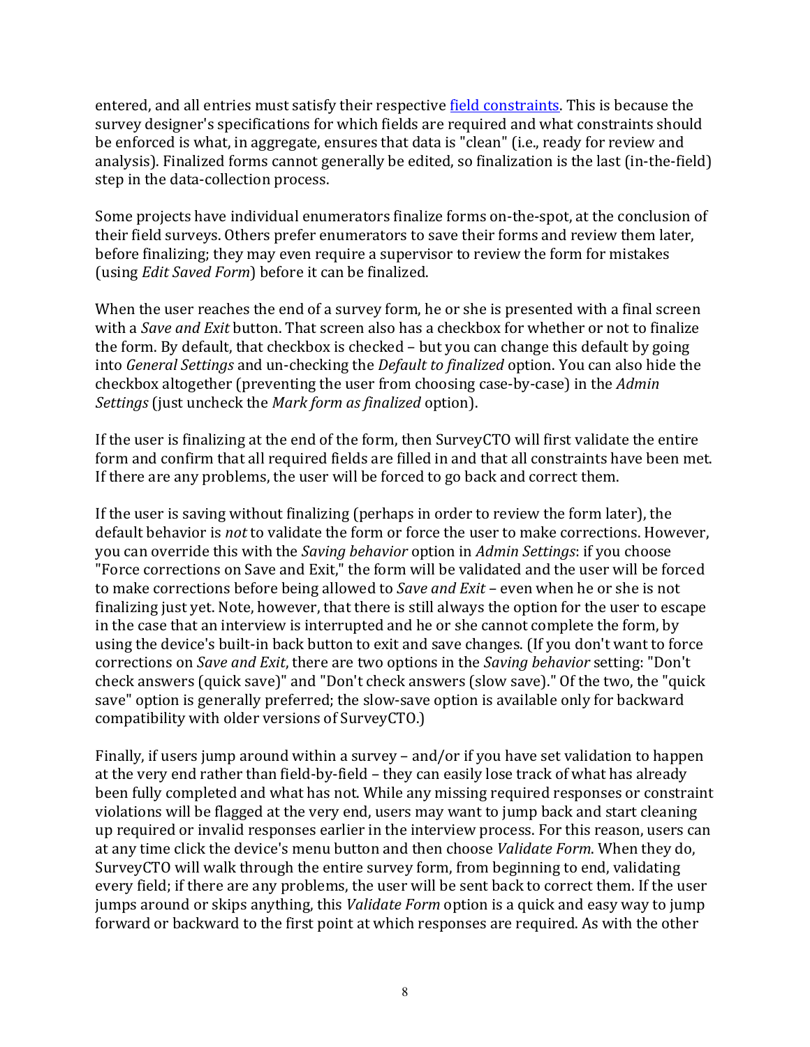entered, and all entries must satisfy their respective [field constraints](). This is because the survey designer's specifications for which fields are required and what constraints should be enforced is what, in aggregate, ensures that data is "clean" (i.e., ready for review and analysis). Finalized forms cannot generally be edited, so finalization is the last (in-the-field) step in the data-collection process.

Some projects have individual enumerators finalize forms on-the-spot, at the conclusion of their field surveys. Others prefer enumerators to save their forms and review them later, before finalizing; they may even require a supervisor to review the form for mistakes (using *Edit Saved Form*) before it can be finalized.

When the user reaches the end of a survey form, he or she is presented with a final screen with a *Save and Exit* button. That screen also has a checkbox for whether or not to finalize the form. By default, that checkbox is checked – but you can change this default by going into *General Settings* and un-checking the *Default to finalized* option. You can also hide the checkbox altogether (preventing the user from choosing case-by-case) in the *Admin Settings* (just uncheck the *Mark form as finalized* option).

If the user is finalizing at the end of the form, then SurveyCTO will first validate the entire form and confirm that all required fields are filled in and that all constraints have been met. If there are any problems, the user will be forced to go back and correct them.

If the user is saving without finalizing (perhaps in order to review the form later), the default behavior is *not* to validate the form or force the user to make corrections. However, you can override this with the *Saving behavior* option in *Admin Settings*: if you choose "Force corrections on Save and Exit," the form will be validated and the user will be forced to make corrections before being allowed to *Save and Exit* – even when he or she is not finalizing just yet. Note, however, that there is still always the option for the user to escape in the case that an interview is interrupted and he or she cannot complete the form, by using the device's built-in back button to exit and save changes. (If you don't want to force corrections on *Save and Exit*, there are two options in the *Saving behavior* setting: "Don't check answers (quick save)" and "Don't check answers (slow save)." Of the two, the "quick save" option is generally preferred; the slow-save option is available only for backward compatibility with older versions of SurveyCTO.)

Finally, if users jump around within a survey – and/or if you have set validation to happen at the very end rather than field-by-field – they can easily lose track of what has already been fully completed and what has not. While any missing required responses or constraint violations will be flagged at the very end, users may want to jump back and start cleaning up required or invalid responses earlier in the interview process. For this reason, users can at any time click the device's menu button and then choose *Validate Form*. When they do, SurveyCTO will walk through the entire survey form, from beginning to end, validating every field; if there are any problems, the user will be sent back to correct them. If the user jumps around or skips anything, this *Validate Form* option is a quick and easy way to jump forward or backward to the first point at which responses are required. As with the other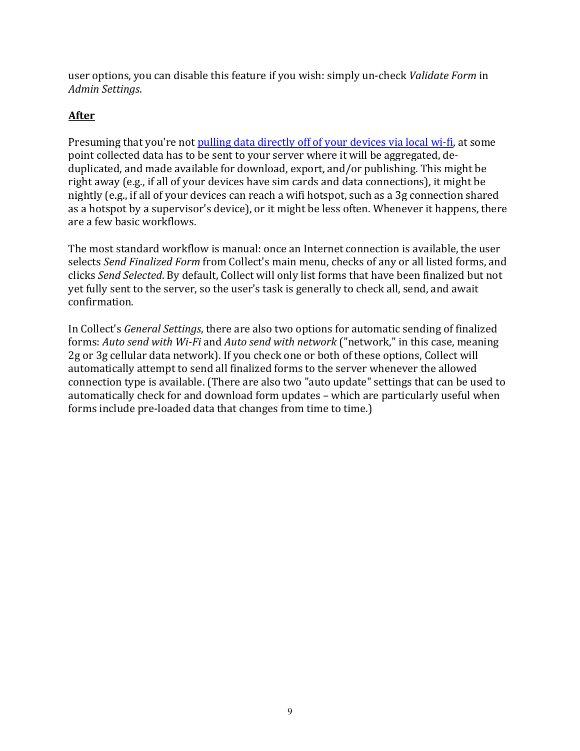user options, you can disable this feature if you wish: simply un-check *Validate Form* in *Admin Settings*.

## **After**

Presuming that you're not [pulling data directly off of your devices via local wi-fi](), at some point collected data has to be sent to your server where it will be aggregated, de-duplicated, and made available for download, export, and/or publishing. This might be right away (e.g., if all of your devices have sim cards and data connections), it might be nightly (e.g., if all of your devices can reach a wifi hotspot, such as a 3g connection shared as a hotspot by a supervisor's device), or it might be less often. Whenever it happens, there are a few basic workflows.

The most standard workflow is manual: once an Internet connection is available, the user selects *Send Finalized Form* from Collect's main menu, checks of any or all listed forms, and clicks *Send Selected*. By default, Collect will only list forms that have been finalized but not yet fully sent to the server, so the user's task is generally to check all, send, and await confirmation.

In Collect's *General Settings*, there are also two options for automatic sending of finalized forms: *Auto send with Wi-Fi* and *Auto send with network* ("network," in this case, meaning 2g or 3g cellular data network). If you check one or both of these options, Collect will automatically attempt to send all finalized forms to the server whenever the allowed connection type is available. (There are also two "auto update" settings that can be used to automatically check for and download form updates – which are particularly useful when forms include pre-loaded data that changes from time to time.)